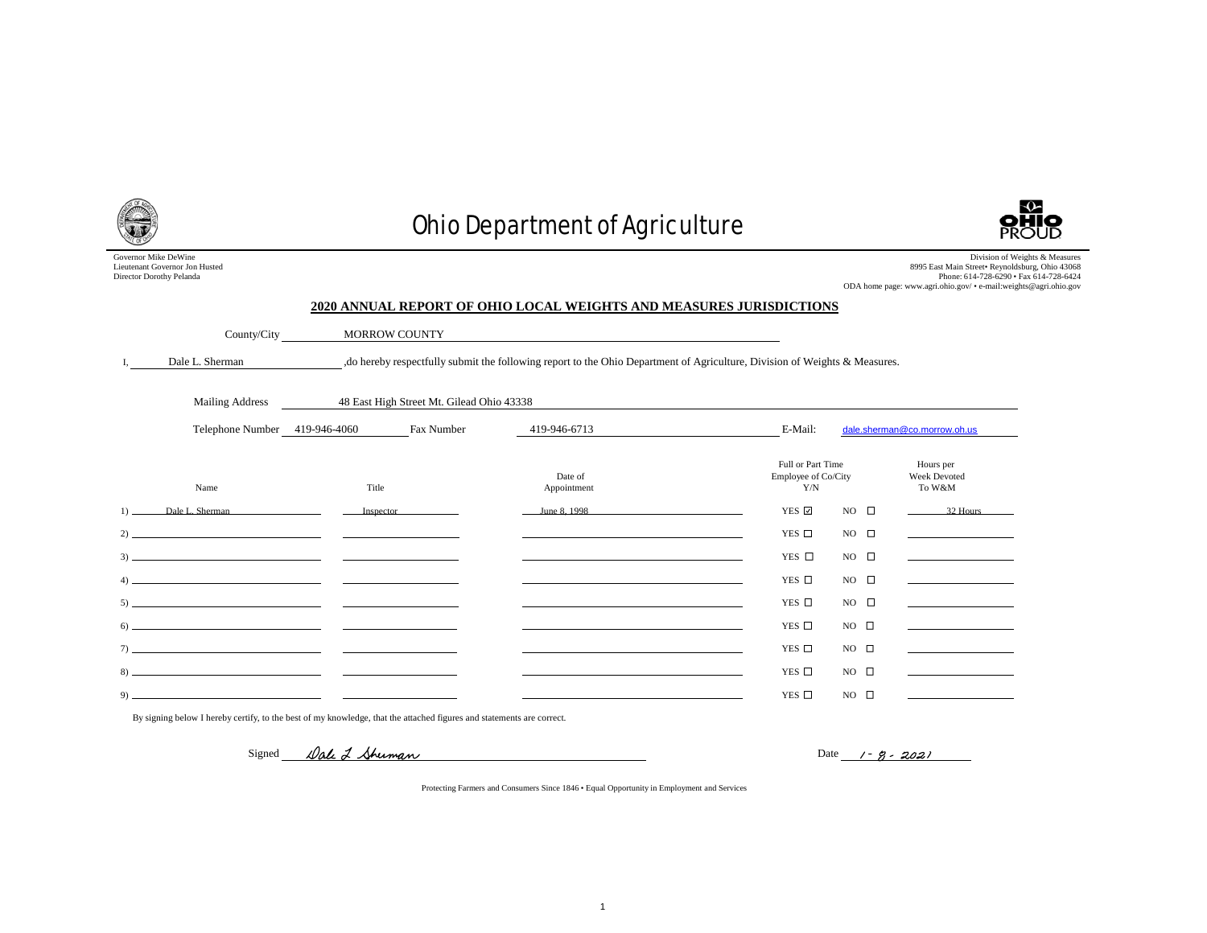# Ohio Department of Agriculture

Governor Mike DeWine
Lieutenant Governor Jon Husted
Director Dorothy Pelanda

Division of Weights & Measures
8995 East Main Street• Reynoldsburg, Ohio 43068
Phone: 614-728-6290 • Fax 614-728-6424
ODA home page: www.agri.ohio.gov/ • e-mail:weights@agri.ohio.gov

## 2020 ANNUAL REPORT OF OHIO LOCAL WEIGHTS AND MEASURES JURISDICTIONS

County/City: MORROW COUNTY

I, Dale L. Sherman ,do hereby respectfully submit the following report to the Ohio Department of Agriculture, Division of Weights & Measures.

Mailing Address: 48 East High Street Mt. Gilead Ohio 43338

Telephone Number: 419-946-4060 Fax Number: 419-946-6713 E-Mail: dale.sherman@co.morrow.oh.us

| | Name | Title | Date of Appointment | Full or Part Time Employee of Co/City Y/N | | Hours per Week Devoted To W&M |
|---|---|---|---|---|---|---|
| 1) | Dale L. Sherman | Inspector | June 8, 1998 | YES ☑ | NO ☐ | 32 Hours |
| 2) | | | | YES ☐ | NO ☐ | |
| 3) | | | | YES ☐ | NO ☐ | |
| 4) | | | | YES ☐ | NO ☐ | |
| 5) | | | | YES ☐ | NO ☐ | |
| 6) | | | | YES ☐ | NO ☐ | |
| 7) | | | | YES ☐ | NO ☐ | |
| 8) | | | | YES ☐ | NO ☐ | |
| 9) | | | | YES ☐ | NO ☐ | |

By signing below I hereby certify, to the best of my knowledge, that the attached figures and statements are correct.

Signed: *Dale L. Sherman* Date: 1-8-2021

Protecting Farmers and Consumers Since 1846 • Equal Opportunity in Employment and Services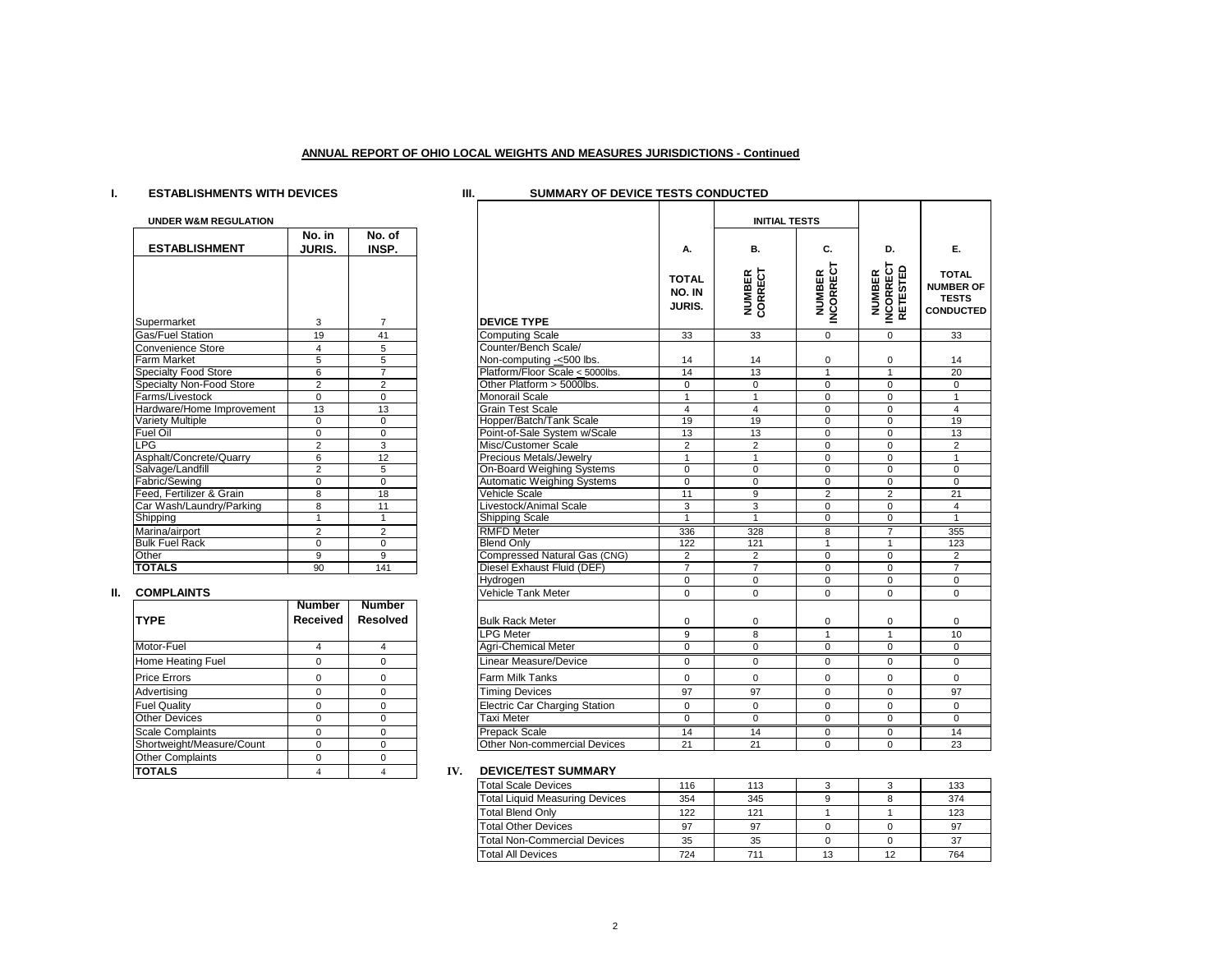## ANNUAL REPORT OF OHIO LOCAL WEIGHTS AND MEASURES JURISDICTIONS - Continued

### I. ESTABLISHMENTS WITH DEVICES

UNDER W&M REGULATION

| ESTABLISHMENT | No. in JURIS. | No. of INSP. |
|---|---|---|
| Supermarket | 3 | 7 |
| Gas/Fuel Station | 19 | 41 |
| Convenience Store | 4 | 5 |
| Farm Market | 5 | 5 |
| Specialty Food Store | 6 | 7 |
| Specialty Non-Food Store | 2 | 2 |
| Farms/Livestock | 0 | 0 |
| Hardware/Home Improvement | 13 | 13 |
| Variety Multiple | 0 | 0 |
| Fuel Oil | 0 | 0 |
| LPG | 2 | 3 |
| Asphalt/Concrete/Quarry | 6 | 12 |
| Salvage/Landfill | 2 | 5 |
| Fabric/Sewing | 0 | 0 |
| Feed, Fertilizer & Grain | 8 | 18 |
| Car Wash/Laundry/Parking | 8 | 11 |
| Shipping | 1 | 1 |
| Marina/airport | 2 | 2 |
| Bulk Fuel Rack | 0 | 0 |
| Other | 9 | 9 |
| **TOTALS** | 90 | 141 |

### II. COMPLAINTS

| TYPE | Number Received | Number Resolved |
|---|---|---|
| Motor-Fuel | 4 | 4 |
| Home Heating Fuel | 0 | 0 |
| Price Errors | 0 | 0 |
| Advertising | 0 | 0 |
| Fuel Quality | 0 | 0 |
| Other Devices | 0 | 0 |
| Scale Complaints | 0 | 0 |
| Shortweight/Measure/Count | 0 | 0 |
| Other Complaints | 0 | 0 |
| **TOTALS** | 4 | 4 |

### III. SUMMARY OF DEVICE TESTS CONDUCTED

| | | INITIAL TESTS | | | |
|---|---|---|---|---|---|
| | A. | B. | C. | D. | E. |
| DEVICE TYPE | TOTAL NO. IN JURIS. | NUMBER CORRECT | NUMBER INCORRECT | NUMBER INCORRECT RETESTED | TOTAL NUMBER OF TESTS CONDUCTED |
| Computing Scale | 33 | 33 | 0 | 0 | 33 |
| Counter/Bench Scale/ Non-computing -<500 lbs. | 14 | 14 | 0 | 0 | 14 |
| Platform/Floor Scale < 5000lbs. | 14 | 13 | 1 | 1 | 20 |
| Other Platform > 5000lbs. | 0 | 0 | 0 | 0 | 0 |
| Monorail Scale | 1 | 1 | 0 | 0 | 1 |
| Grain Test Scale | 4 | 4 | 0 | 0 | 4 |
| Hopper/Batch/Tank Scale | 19 | 19 | 0 | 0 | 19 |
| Point-of-Sale System w/Scale | 13 | 13 | 0 | 0 | 13 |
| Misc/Customer Scale | 2 | 2 | 0 | 0 | 2 |
| Precious Metals/Jewelry | 1 | 1 | 0 | 0 | 1 |
| On-Board Weighing Systems | 0 | 0 | 0 | 0 | 0 |
| Automatic Weighing Systems | 0 | 0 | 0 | 0 | 0 |
| Vehicle Scale | 11 | 9 | 2 | 2 | 21 |
| Livestock/Animal Scale | 3 | 3 | 0 | 0 | 4 |
| Shipping Scale | 1 | 1 | 0 | 0 | 1 |
| RMFD Meter | 336 | 328 | 8 | 7 | 355 |
| Blend Only | 122 | 121 | 1 | 1 | 123 |
| Compressed Natural Gas (CNG) | 2 | 2 | 0 | 0 | 2 |
| Diesel Exhaust Fluid (DEF) | 7 | 7 | 0 | 0 | 7 |
| Hydrogen | 0 | 0 | 0 | 0 | 0 |
| Vehicle Tank Meter | 0 | 0 | 0 | 0 | 0 |
| Bulk Rack Meter | 0 | 0 | 0 | 0 | 0 |
| LPG Meter | 9 | 8 | 1 | 1 | 10 |
| Agri-Chemical Meter | 0 | 0 | 0 | 0 | 0 |
| Linear Measure/Device | 0 | 0 | 0 | 0 | 0 |
| Farm Milk Tanks | 0 | 0 | 0 | 0 | 0 |
| Timing Devices | 97 | 97 | 0 | 0 | 97 |
| Electric Car Charging Station | 0 | 0 | 0 | 0 | 0 |
| Taxi Meter | 0 | 0 | 0 | 0 | 0 |
| Prepack Scale | 14 | 14 | 0 | 0 | 14 |
| Other Non-commercial Devices | 21 | 21 | 0 | 0 | 23 |

### IV. DEVICE/TEST SUMMARY

| | A. | B. | C. | D. | E. |
|---|---|---|---|---|---|
| Total Scale Devices | 116 | 113 | 3 | 3 | 133 |
| Total Liquid Measuring Devices | 354 | 345 | 9 | 8 | 374 |
| Total Blend Only | 122 | 121 | 1 | 1 | 123 |
| Total Other Devices | 97 | 97 | 0 | 0 | 97 |
| Total Non-Commercial Devices | 35 | 35 | 0 | 0 | 37 |
| Total All Devices | 724 | 711 | 13 | 12 | 764 |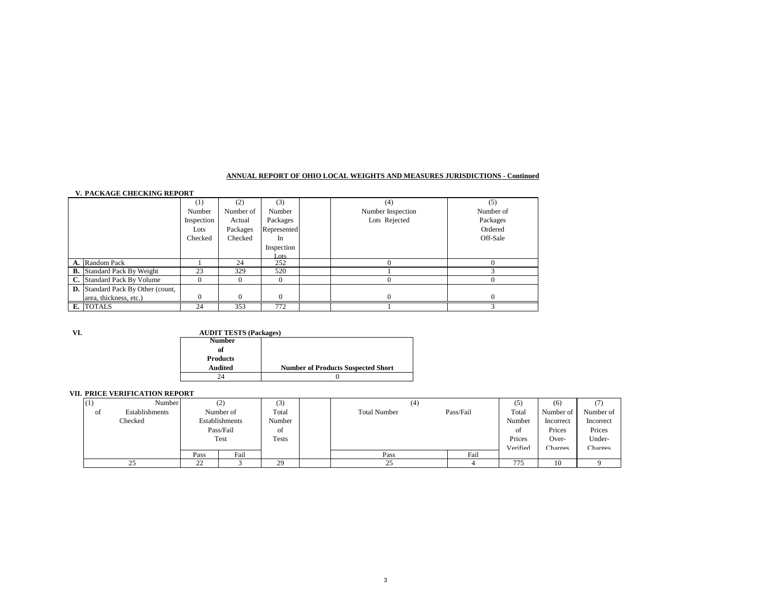**ANNUAL REPORT OF OHIO LOCAL WEIGHTS AND MEASURES JURISDICTIONS - Continued**

**V. PACKAGE CHECKING REPORT**

| | | (1) Number Inspection Lots Checked | (2) Number of Actual Packages Checked | (3) Number Packages Represented In Inspection Lots | (4) Number Inspection Lots Rejected | (5) Number of Packages Ordered Off-Sale |
|---|---|---|---|---|---|---|
| **A.** | Random Pack | 1 | 24 | 252 | 0 | 0 |
| **B.** | Standard Pack By Weight | 23 | 329 | 520 | 1 | 3 |
| **C.** | Standard Pack By Volume | 0 | 0 | 0 | 0 | 0 |
| **D.** | Standard Pack By Other (count, area, thickness, etc.) | 0 | 0 | 0 | 0 | 0 |
| **E.** | TOTALS | 24 | 353 | 772 | 1 | 3 |

**VI. AUDIT TESTS (Packages)**

| Number of Products Audited | Number of Products Suspected Short |
|---|---|
| 24 | 0 |

**VII. PRICE VERIFICATION REPORT**

| (1) Number of Establishments Checked | (2) Number of Establishments Pass/Fail Test | | (3) Total Number of Tests | (4) Total Number Pass/Fail | | (5) Total Number of Prices Verified | (6) Number of Incorrect Prices Over-Charges | (7) Number of Incorrect Prices Under-Charges |
|---|---|---|---|---|---|---|---|---|
| | Pass | Fail | | Pass | Fail | | | |
| 25 | 22 | 3 | 29 | 25 | 4 | 775 | 10 | 9 |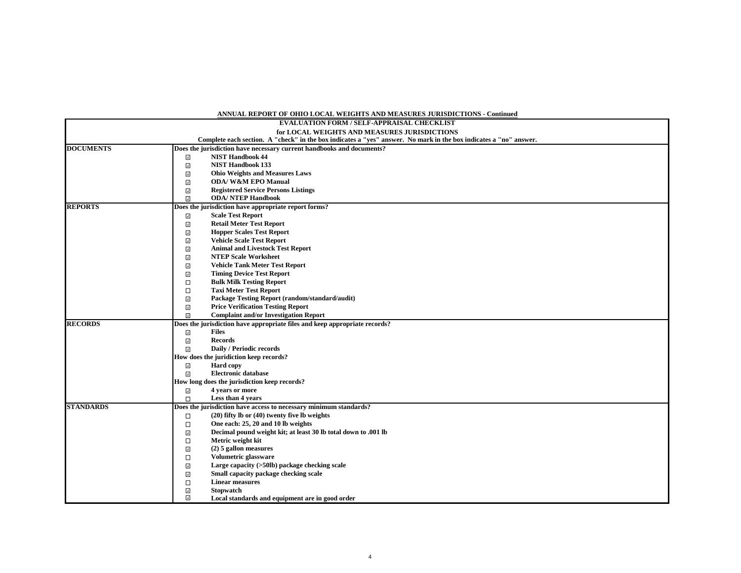**ANNUAL REPORT OF OHIO LOCAL WEIGHTS AND MEASURES JURISDICTIONS - Continued**

**EVALUATION FORM / SELF-APPRAISAL CHECKLIST**

**for LOCAL WEIGHTS AND MEASURES JURISDICTIONS**

**Complete each section. A "check" in the box indicates a "yes" answer. No mark in the box indicates a "no" answer.**

| Section | Item |
|---|---|
| **DOCUMENTS** | **Does the jurisdiction have necessary current handbooks and documents?** |
| | ☑ NIST Handbook 44 |
| | ☑ NIST Handbook 133 |
| | ☑ Ohio Weights and Measures Laws |
| | ☑ ODA/ W&M EPO Manual |
| | ☑ Registered Service Persons Listings |
| | ☑ ODA/ NTEP Handbook |
| **REPORTS** | **Does the jurisdiction have appropriate report forms?** |
| | ☑ Scale Test Report |
| | ☑ Retail Meter Test Report |
| | ☑ Hopper Scales Test Report |
| | ☑ Vehicle Scale Test Report |
| | ☑ Animal and Livestock Test Report |
| | ☑ NTEP Scale Worksheet |
| | ☑ Vehicle Tank Meter Test Report |
| | ☑ Timing Device Test Report |
| | ☐ Bulk Milk Testing Report |
| | ☐ Taxi Meter Test Report |
| | ☑ Package Testing Report (random/standard/audit) |
| | ☑ Price Verification Testing Report |
| | ☑ Complaint and/or Investigation Report |
| **RECORDS** | **Does the jurisdiction have appropriate files and keep appropriate records?** |
| | ☑ Files |
| | ☑ Records |
| | ☑ Daily / Periodic records |
| | **How does the juridiction keep records?** |
| | ☑ Hard copy |
| | ☑ Electronic database |
| | **How long does the jurisdiction keep records?** |
| | ☑ 4 years or more |
| | ☐ Less than 4 years |
| **STANDARDS** | **Does the jurisdiction have access to necessary minimum standards?** |
| | ☐ (20) fifty lb or (40) twenty five lb weights |
| | ☐ One each: 25, 20 and 10 lb weights |
| | ☑ Decimal pound weight kit; at least 30 lb total down to .001 lb |
| | ☐ Metric weight kit |
| | ☑ (2) 5 gallon measures |
| | ☐ Volumetric glassware |
| | ☑ Large capacity (>50lb) package checking scale |
| | ☑ Small capacity package checking scale |
| | ☐ Linear measures |
| | ☑ Stopwatch |
| | ☑ Local standards and equipment are in good order |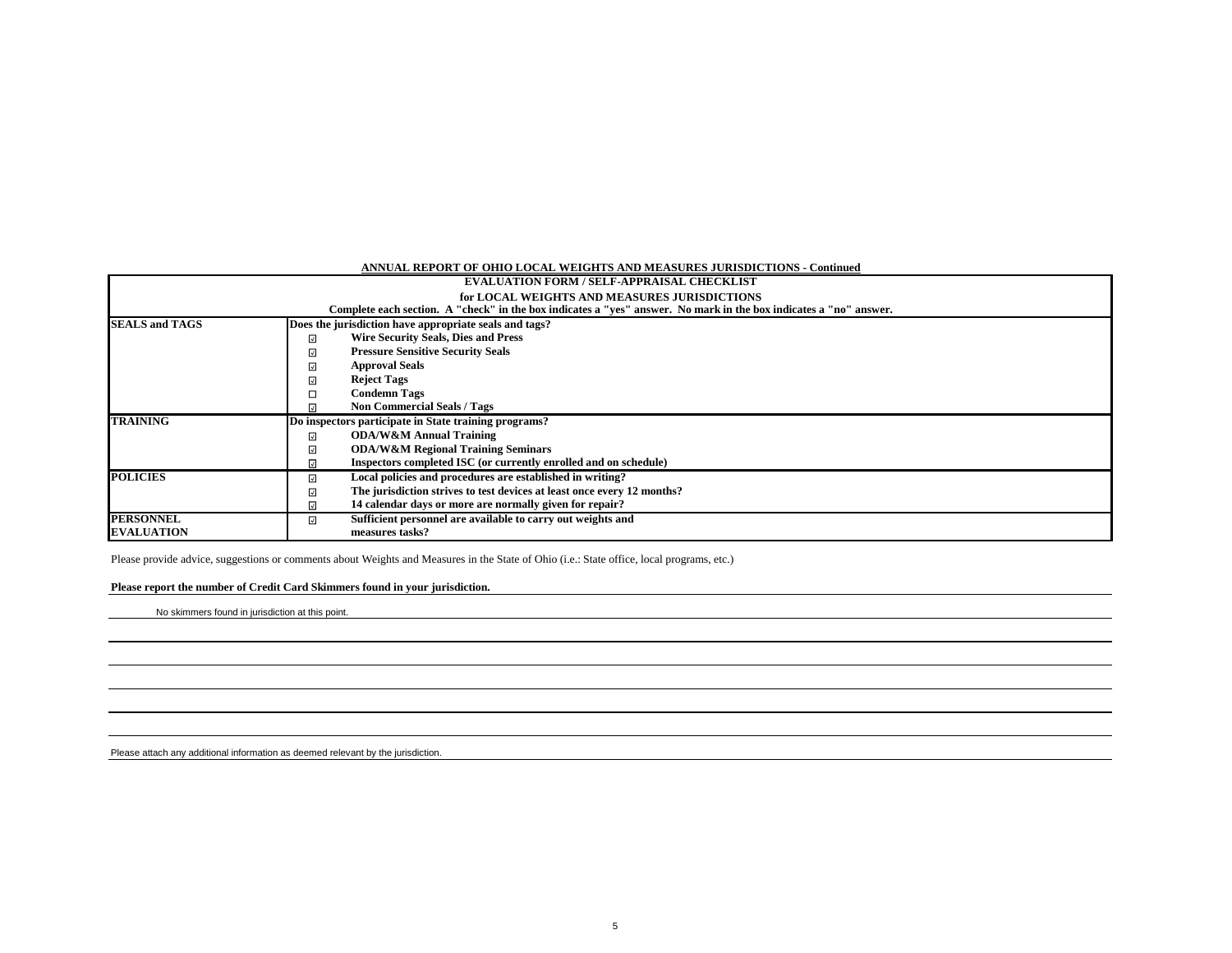**ANNUAL REPORT OF OHIO LOCAL WEIGHTS AND MEASURES JURISDICTIONS - Continued**

| EVALUATION FORM / SELF-APPRAISAL CHECKLIST for LOCAL WEIGHTS AND MEASURES JURISDICTIONS Complete each section. A "check" in the box indicates a "yes" answer. No mark in the box indicates a "no" answer. | | |
|---|---|---|
| **SEALS and TAGS** | | **Does the jurisdiction have appropriate seals and tags?** |
| | ☑ | **Wire Security Seals, Dies and Press** |
| | ☑ | **Pressure Sensitive Security Seals** |
| | ☑ | **Approval Seals** |
| | ☑ | **Reject Tags** |
| | ☐ | **Condemn Tags** |
| | ☑ | **Non Commercial Seals / Tags** |
| **TRAINING** | | **Do inspectors participate in State training programs?** |
| | ☑ | **ODA/W&M Annual Training** |
| | ☑ | **ODA/W&M Regional Training Seminars** |
| | ☑ | **Inspectors completed ISC (or currently enrolled and on schedule)** |
| **POLICIES** | ☑ | **Local policies and procedures are established in writing?** |
| | ☑ | **The jurisdiction strives to test devices at least once every 12 months?** |
| | ☑ | **14 calendar days or more are normally given for repair?** |
| **PERSONNEL EVALUATION** | ☑ | **Sufficient personnel are available to carry out weights and measures tasks?** |

Please provide advice, suggestions or comments about Weights and Measures in the State of Ohio (i.e.: State office, local programs, etc.)

**Please report the number of Credit Card Skimmers found in your jurisdiction.**

No skimmers found in jurisdiction at this point.

Please attach any additional information as deemed relevant by the jurisdiction.